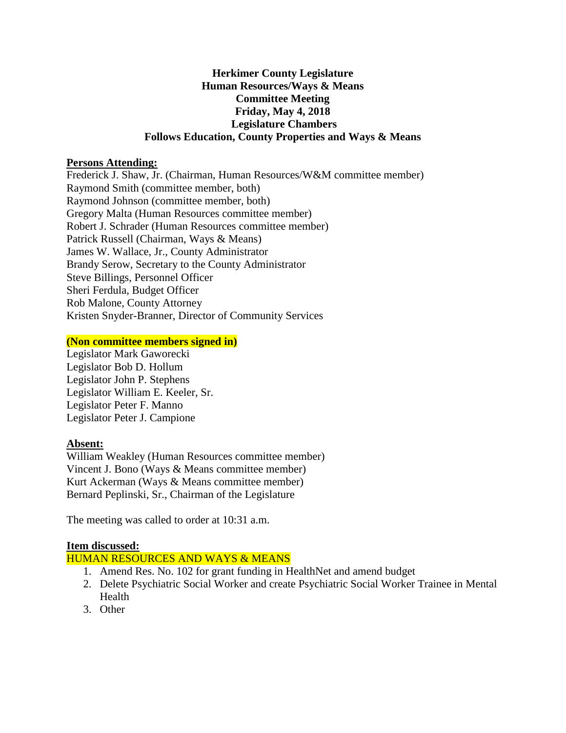**Herkimer County Legislature**
**Human Resources/Ways & Means**
**Committee Meeting**
**Friday, May 4, 2018**
**Legislature Chambers**
**Follows Education, County Properties and Ways & Means**

**Persons Attending:**

Frederick J. Shaw, Jr. (Chairman, Human Resources/W&M committee member)
Raymond Smith (committee member, both)
Raymond Johnson (committee member, both)
Gregory Malta (Human Resources committee member)
Robert J. Schrader (Human Resources committee member)
Patrick Russell (Chairman, Ways & Means)
James W. Wallace, Jr., County Administrator
Brandy Serow, Secretary to the County Administrator
Steve Billings, Personnel Officer
Sheri Ferdula, Budget Officer
Rob Malone, County Attorney
Kristen Snyder-Branner, Director of Community Services

**(Non committee members signed in)**

Legislator Mark Gaworecki
Legislator Bob D. Hollum
Legislator John P. Stephens
Legislator William E. Keeler, Sr.
Legislator Peter F. Manno
Legislator Peter J. Campione

**Absent:**

William Weakley (Human Resources committee member)
Vincent J. Bono (Ways & Means committee member)
Kurt Ackerman (Ways & Means committee member)
Bernard Peplinski, Sr., Chairman of the Legislature

The meeting was called to order at 10:31 a.m.

**Item discussed:**

HUMAN RESOURCES AND WAYS & MEANS

1. Amend Res. No. 102 for grant funding in HealthNet and amend budget
2. Delete Psychiatric Social Worker and create Psychiatric Social Worker Trainee in Mental Health
3. Other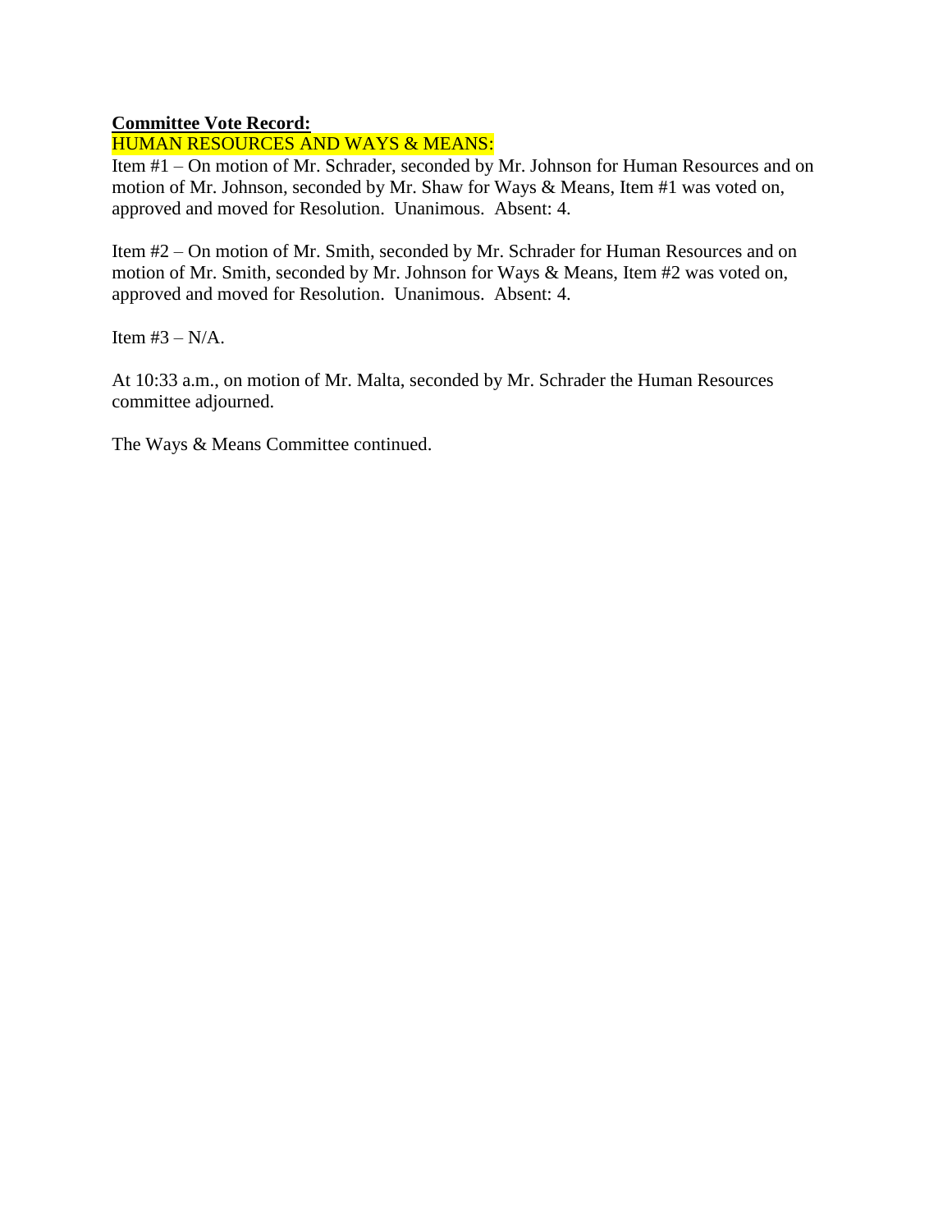**Committee Vote Record:**

HUMAN RESOURCES AND WAYS & MEANS:

Item #1 – On motion of Mr. Schrader, seconded by Mr. Johnson for Human Resources and on motion of Mr. Johnson, seconded by Mr. Shaw for Ways & Means, Item #1 was voted on, approved and moved for Resolution. Unanimous. Absent: 4.

Item #2 – On motion of Mr. Smith, seconded by Mr. Schrader for Human Resources and on motion of Mr. Smith, seconded by Mr. Johnson for Ways & Means, Item #2 was voted on, approved and moved for Resolution. Unanimous. Absent: 4.

Item #3 – N/A.

At 10:33 a.m., on motion of Mr. Malta, seconded by Mr. Schrader the Human Resources committee adjourned.

The Ways & Means Committee continued.